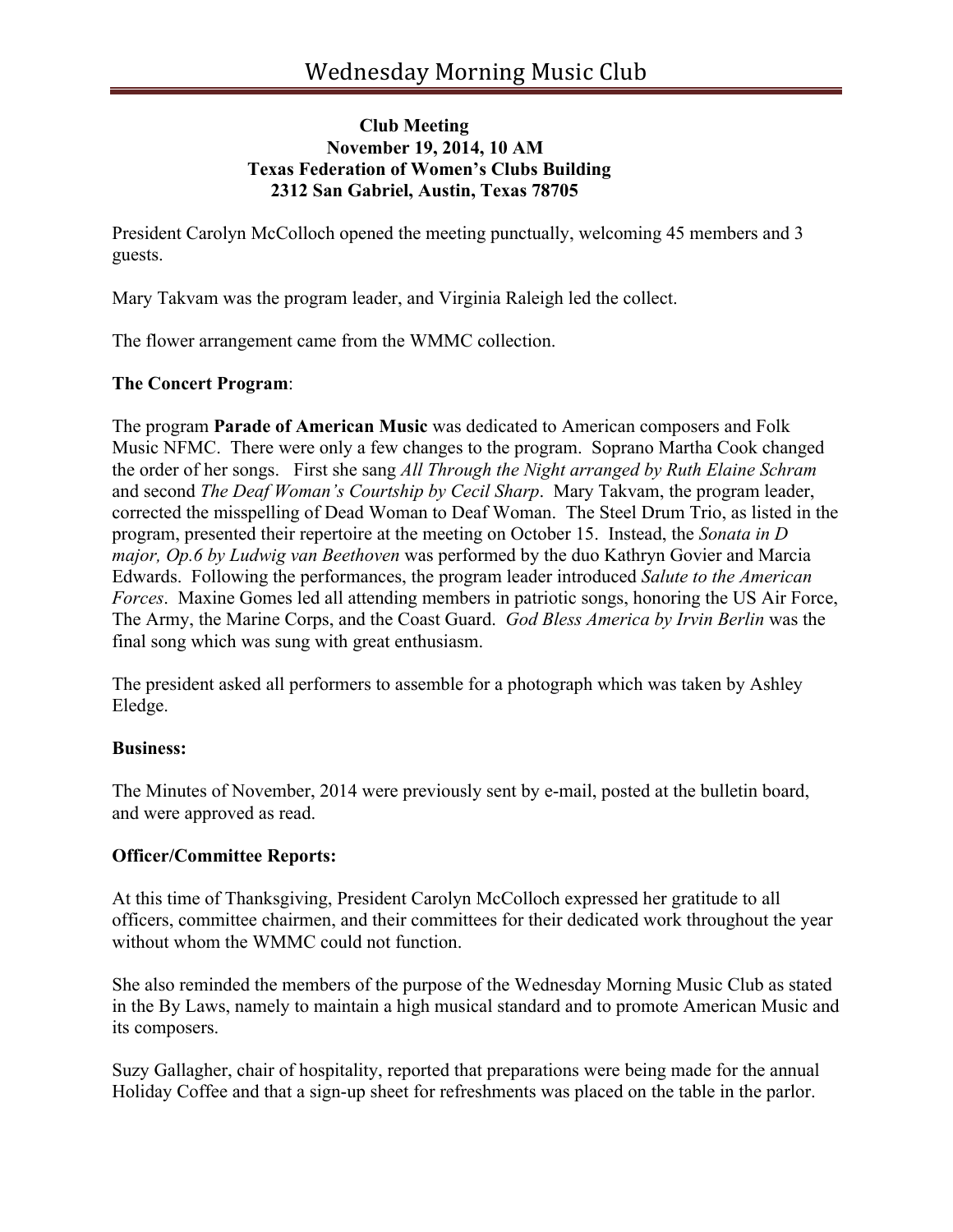# Wednesday Morning Music Club

**Club Meeting**
**November 19, 2014, 10 AM**
**Texas Federation of Women's Clubs Building**
**2312 San Gabriel, Austin, Texas 78705**

President Carolyn McColloch opened the meeting punctually, welcoming 45 members and 3 guests.

Mary Takvam was the program leader, and Virginia Raleigh led the collect.

The flower arrangement came from the WMMC collection.

**The Concert Program**:

The program **Parade of American Music** was dedicated to American composers and Folk Music NFMC. There were only a few changes to the program. Soprano Martha Cook changed the order of her songs. First she sang *All Through the Night arranged by Ruth Elaine Schram* and second *The Deaf Woman's Courtship by Cecil Sharp*. Mary Takvam, the program leader, corrected the misspelling of Dead Woman to Deaf Woman. The Steel Drum Trio, as listed in the program, presented their repertoire at the meeting on October 15. Instead, the *Sonata in D major, Op.6 by Ludwig van Beethoven* was performed by the duo Kathryn Govier and Marcia Edwards. Following the performances, the program leader introduced *Salute to the American Forces*. Maxine Gomes led all attending members in patriotic songs, honoring the US Air Force, The Army, the Marine Corps, and the Coast Guard. *God Bless America by Irvin Berlin* was the final song which was sung with great enthusiasm.

The president asked all performers to assemble for a photograph which was taken by Ashley Eledge.

**Business:**

The Minutes of November, 2014 were previously sent by e-mail, posted at the bulletin board, and were approved as read.

**Officer/Committee Reports:**

At this time of Thanksgiving, President Carolyn McColloch expressed her gratitude to all officers, committee chairmen, and their committees for their dedicated work throughout the year without whom the WMMC could not function.

She also reminded the members of the purpose of the Wednesday Morning Music Club as stated in the By Laws, namely to maintain a high musical standard and to promote American Music and its composers.

Suzy Gallagher, chair of hospitality, reported that preparations were being made for the annual Holiday Coffee and that a sign-up sheet for refreshments was placed on the table in the parlor.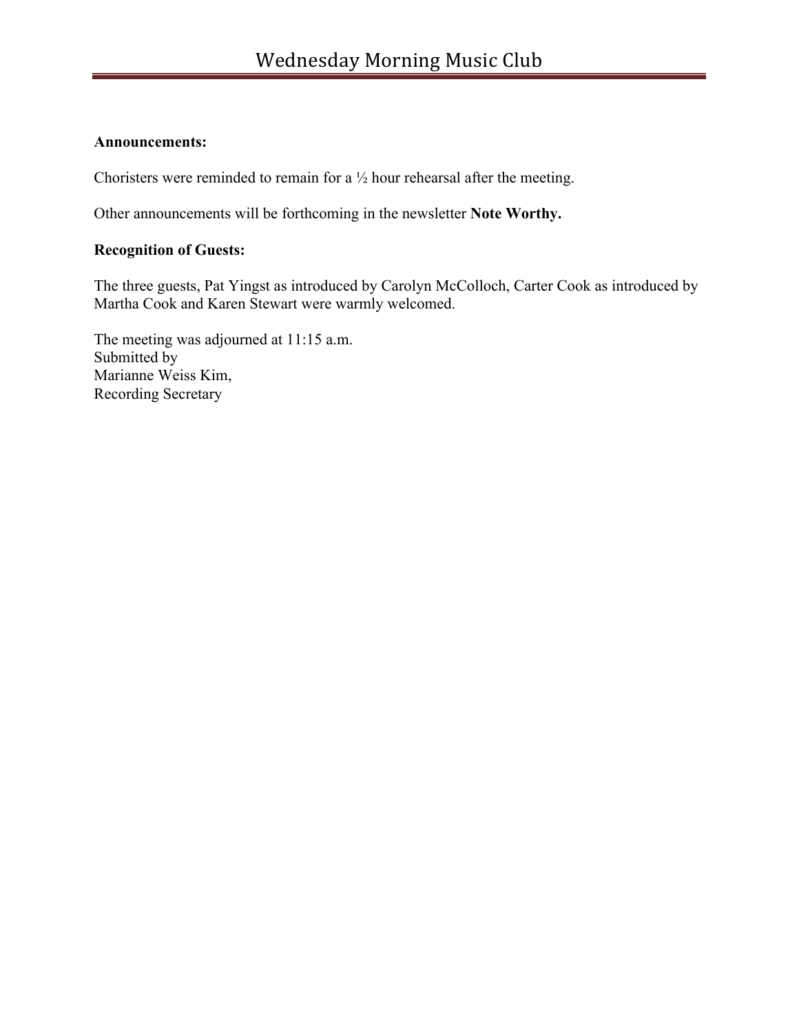**Announcements:**

Choristers were reminded to remain for a ½ hour rehearsal after the meeting.

Other announcements will be forthcoming in the newsletter **Note Worthy.**

**Recognition of Guests:**

The three guests, Pat Yingst as introduced by Carolyn McColloch, Carter Cook as introduced by Martha Cook and Karen Stewart were warmly welcomed.

The meeting was adjourned at 11:15 a.m.
Submitted by
Marianne Weiss Kim,
Recording Secretary